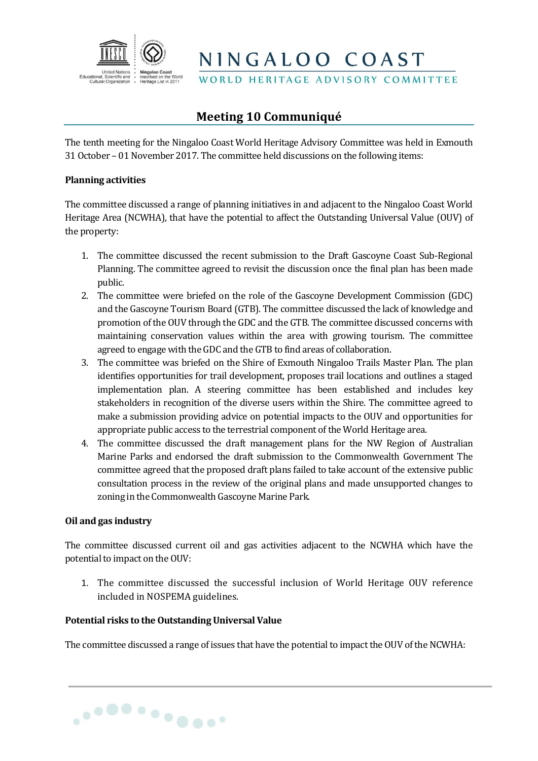NINGALOO COAST
WORLD HERITAGE ADVISORY COMMITTEE

# Meeting 10 Communiqué

The tenth meeting for the Ningaloo Coast World Heritage Advisory Committee was held in Exmouth 31 October – 01 November 2017. The committee held discussions on the following items:

**Planning activities**

The committee discussed a range of planning initiatives in and adjacent to the Ningaloo Coast World Heritage Area (NCWHA), that have the potential to affect the Outstanding Universal Value (OUV) of the property:

1. The committee discussed the recent submission to the Draft Gascoyne Coast Sub-Regional Planning. The committee agreed to revisit the discussion once the final plan has been made public.
2. The committee were briefed on the role of the Gascoyne Development Commission (GDC) and the Gascoyne Tourism Board (GTB). The committee discussed the lack of knowledge and promotion of the OUV through the GDC and the GTB. The committee discussed concerns with maintaining conservation values within the area with growing tourism. The committee agreed to engage with the GDC and the GTB to find areas of collaboration.
3. The committee was briefed on the Shire of Exmouth Ningaloo Trails Master Plan. The plan identifies opportunities for trail development, proposes trail locations and outlines a staged implementation plan. A steering committee has been established and includes key stakeholders in recognition of the diverse users within the Shire. The committee agreed to make a submission providing advice on potential impacts to the OUV and opportunities for appropriate public access to the terrestrial component of the World Heritage area.
4. The committee discussed the draft management plans for the NW Region of Australian Marine Parks and endorsed the draft submission to the Commonwealth Government The committee agreed that the proposed draft plans failed to take account of the extensive public consultation process in the review of the original plans and made unsupported changes to zoning in the Commonwealth Gascoyne Marine Park.

**Oil and gas industry**

The committee discussed current oil and gas activities adjacent to the NCWHA which have the potential to impact on the OUV:

1. The committee discussed the successful inclusion of World Heritage OUV reference included in NOSPEMA guidelines.

**Potential risks to the Outstanding Universal Value**

The committee discussed a range of issues that have the potential to impact the OUV of the NCWHA: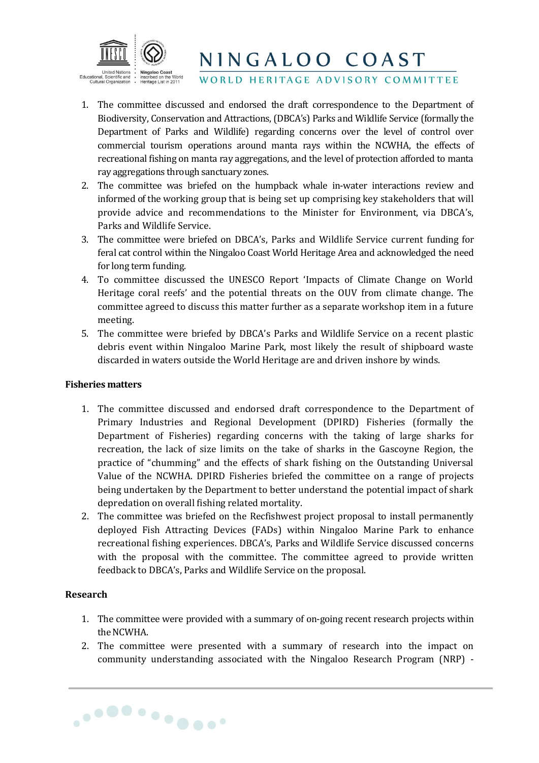1. The committee discussed and endorsed the draft correspondence to the Department of Biodiversity, Conservation and Attractions, (DBCA's) Parks and Wildlife Service (formally the Department of Parks and Wildlife) regarding concerns over the level of control over commercial tourism operations around manta rays within the NCWHA, the effects of recreational fishing on manta ray aggregations, and the level of protection afforded to manta ray aggregations through sanctuary zones.
2. The committee was briefed on the humpback whale in-water interactions review and informed of the working group that is being set up comprising key stakeholders that will provide advice and recommendations to the Minister for Environment, via DBCA's, Parks and Wildlife Service.
3. The committee were briefed on DBCA's, Parks and Wildlife Service current funding for feral cat control within the Ningaloo Coast World Heritage Area and acknowledged the need for long term funding.
4. To committee discussed the UNESCO Report 'Impacts of Climate Change on World Heritage coral reefs' and the potential threats on the OUV from climate change. The committee agreed to discuss this matter further as a separate workshop item in a future meeting.
5. The committee were briefed by DBCA's Parks and Wildlife Service on a recent plastic debris event within Ningaloo Marine Park, most likely the result of shipboard waste discarded in waters outside the World Heritage are and driven inshore by winds.

**Fisheries matters**

1. The committee discussed and endorsed draft correspondence to the Department of Primary Industries and Regional Development (DPIRD) Fisheries (formally the Department of Fisheries) regarding concerns with the taking of large sharks for recreation, the lack of size limits on the take of sharks in the Gascoyne Region, the practice of "chumming" and the effects of shark fishing on the Outstanding Universal Value of the NCWHA. DPIRD Fisheries briefed the committee on a range of projects being undertaken by the Department to better understand the potential impact of shark depredation on overall fishing related mortality.
2. The committee was briefed on the Recfishwest project proposal to install permanently deployed Fish Attracting Devices (FADs) within Ningaloo Marine Park to enhance recreational fishing experiences. DBCA's, Parks and Wildlife Service discussed concerns with the proposal with the committee. The committee agreed to provide written feedback to DBCA's, Parks and Wildlife Service on the proposal.

**Research**

1. The committee were provided with a summary of on-going recent research projects within the NCWHA.
2. The committee were presented with a summary of research into the impact on community understanding associated with the Ningaloo Research Program (NRP) -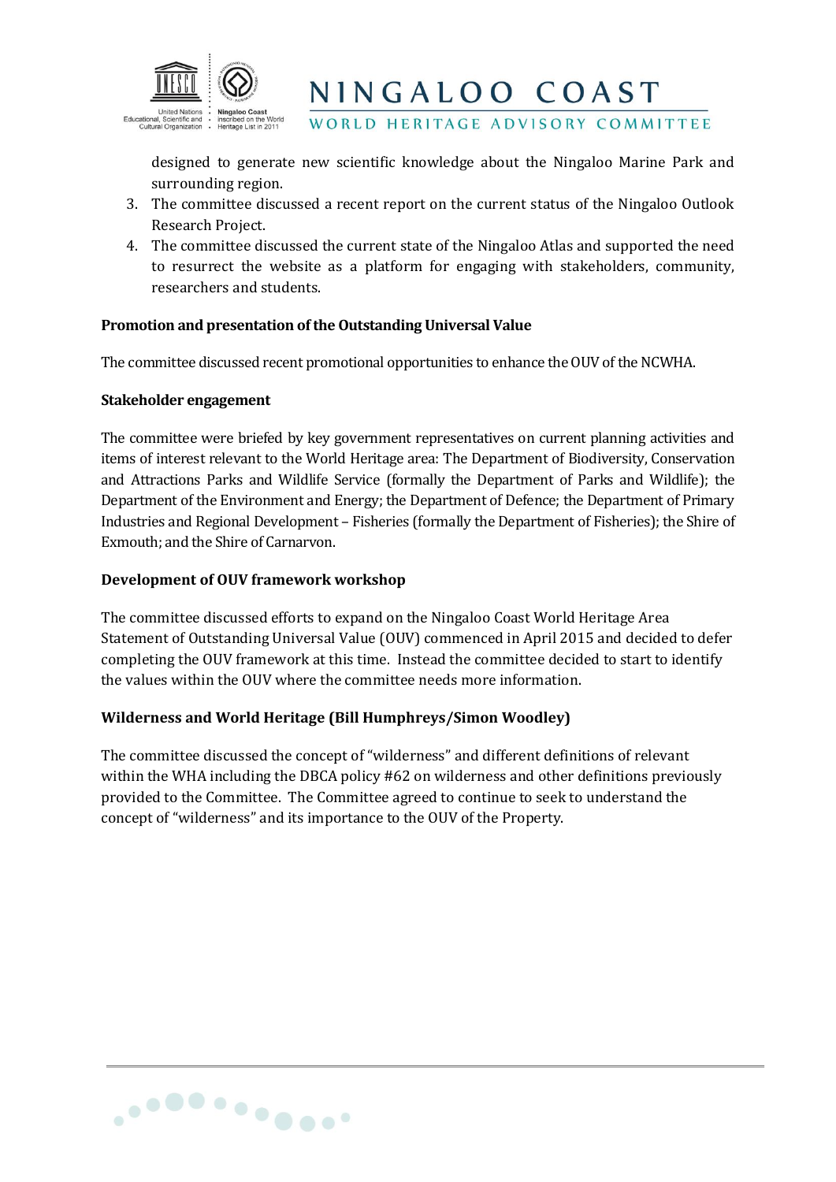designed to generate new scientific knowledge about the Ningaloo Marine Park and surrounding region.

3. The committee discussed a recent report on the current status of the Ningaloo Outlook Research Project.
4. The committee discussed the current state of the Ningaloo Atlas and supported the need to resurrect the website as a platform for engaging with stakeholders, community, researchers and students.

**Promotion and presentation of the Outstanding Universal Value**

The committee discussed recent promotional opportunities to enhance the OUV of the NCWHA.

**Stakeholder engagement**

The committee were briefed by key government representatives on current planning activities and items of interest relevant to the World Heritage area: The Department of Biodiversity, Conservation and Attractions Parks and Wildlife Service (formally the Department of Parks and Wildlife); the Department of the Environment and Energy; the Department of Defence; the Department of Primary Industries and Regional Development – Fisheries (formally the Department of Fisheries); the Shire of Exmouth; and the Shire of Carnarvon.

**Development of OUV framework workshop**

The committee discussed efforts to expand on the Ningaloo Coast World Heritage Area Statement of Outstanding Universal Value (OUV) commenced in April 2015 and decided to defer completing the OUV framework at this time. Instead the committee decided to start to identify the values within the OUV where the committee needs more information.

**Wilderness and World Heritage (Bill Humphreys/Simon Woodley)**

The committee discussed the concept of "wilderness" and different definitions of relevant within the WHA including the DBCA policy #62 on wilderness and other definitions previously provided to the Committee. The Committee agreed to continue to seek to understand the concept of "wilderness" and its importance to the OUV of the Property.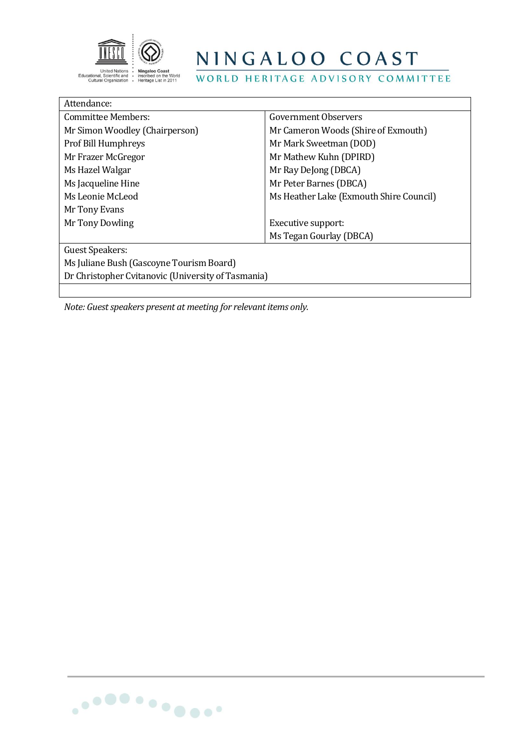| Attendance: | |
| --- | --- |
| Committee Members: | Government Observers |
| Mr Simon Woodley (Chairperson) | Mr Cameron Woods (Shire of Exmouth) |
| Prof Bill Humphreys | Mr Mark Sweetman (DOD) |
| Mr Frazer McGregor | Mr Mathew Kuhn (DPIRD) |
| Ms Hazel Walgar | Mr Ray DeJong (DBCA) |
| Ms Jacqueline Hine | Mr Peter Barnes (DBCA) |
| Ms Leonie McLeod | Ms Heather Lake (Exmouth Shire Council) |
| Mr Tony Evans | |
| Mr Tony Dowling | Executive support: |
| | Ms Tegan Gourlay (DBCA) |
| Guest Speakers: | |
| Ms Juliane Bush (Gascoyne Tourism Board) | |
| Dr Christopher Cvitanovic (University of Tasmania) | |

*Note: Guest speakers present at meeting for relevant items only.*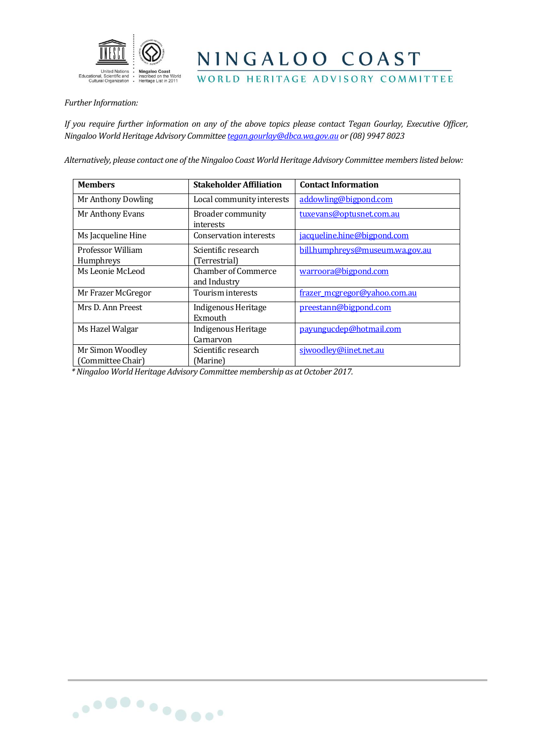*Further Information:*

*If you require further information on any of the above topics please contact Tegan Gourlay, Executive Officer, Ningaloo World Heritage Advisory Committee tegan.gourlay@dbca.wa.gov.au or (08) 9947 8023*

*Alternatively, please contact one of the Ningaloo Coast World Heritage Advisory Committee members listed below:*

| Members | Stakeholder Affiliation | Contact Information |
|---|---|---|
| Mr Anthony Dowling | Local community interests | addowling@bigpond.com |
| Mr Anthony Evans | Broader community interests | tuxevans@optusnet.com.au |
| Ms Jacqueline Hine | Conservation interests | jacqueline.hine@bigpond.com |
| Professor William Humphreys | Scientific research (Terrestrial) | bill.humphreys@museum.wa.gov.au |
| Ms Leonie McLeod | Chamber of Commerce and Industry | warroora@bigpond.com |
| Mr Frazer McGregor | Tourism interests | frazer_mcgregor@yahoo.com.au |
| Mrs D. Ann Preest | Indigenous Heritage Exmouth | preestann@bigpond.com |
| Ms Hazel Walgar | Indigenous Heritage Carnarvon | payungucdep@hotmail.com |
| Mr Simon Woodley (Committee Chair) | Scientific research (Marine) | sjwoodley@iinet.net.au |

*\* Ningaloo World Heritage Advisory Committee membership as at October 2017.*